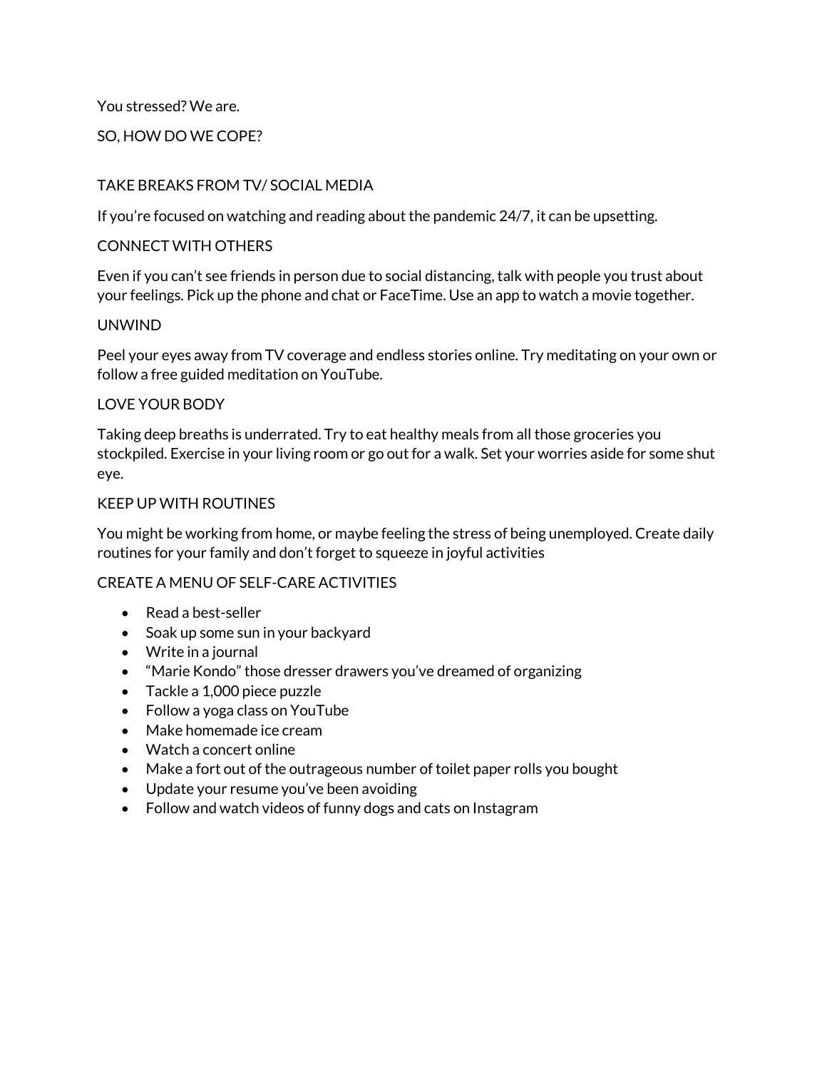You stressed? We are.

## SO, HOW DO WE COPE?

### TAKE BREAKS FROM TV/ SOCIAL MEDIA

If you're focused on watching and reading about the pandemic 24/7, it can be upsetting.

### CONNECT WITH OTHERS

Even if you can't see friends in person due to social distancing, talk with people you trust about your feelings. Pick up the phone and chat or FaceTime. Use an app to watch a movie together.

### UNWIND

Peel your eyes away from TV coverage and endless stories online. Try meditating on your own or follow a free guided meditation on YouTube.

### LOVE YOUR BODY

Taking deep breaths is underrated. Try to eat healthy meals from all those groceries you stockpiled. Exercise in your living room or go out for a walk. Set your worries aside for some shut eye.

### KEEP UP WITH ROUTINES

You might be working from home, or maybe feeling the stress of being unemployed. Create daily routines for your family and don't forget to squeeze in joyful activities

### CREATE A MENU OF SELF-CARE ACTIVITIES

- Read a best-seller
- Soak up some sun in your backyard
- Write in a journal
- "Marie Kondo" those dresser drawers you've dreamed of organizing
- Tackle a 1,000 piece puzzle
- Follow a yoga class on YouTube
- Make homemade ice cream
- Watch a concert online
- Make a fort out of the outrageous number of toilet paper rolls you bought
- Update your resume you've been avoiding
- Follow and watch videos of funny dogs and cats on Instagram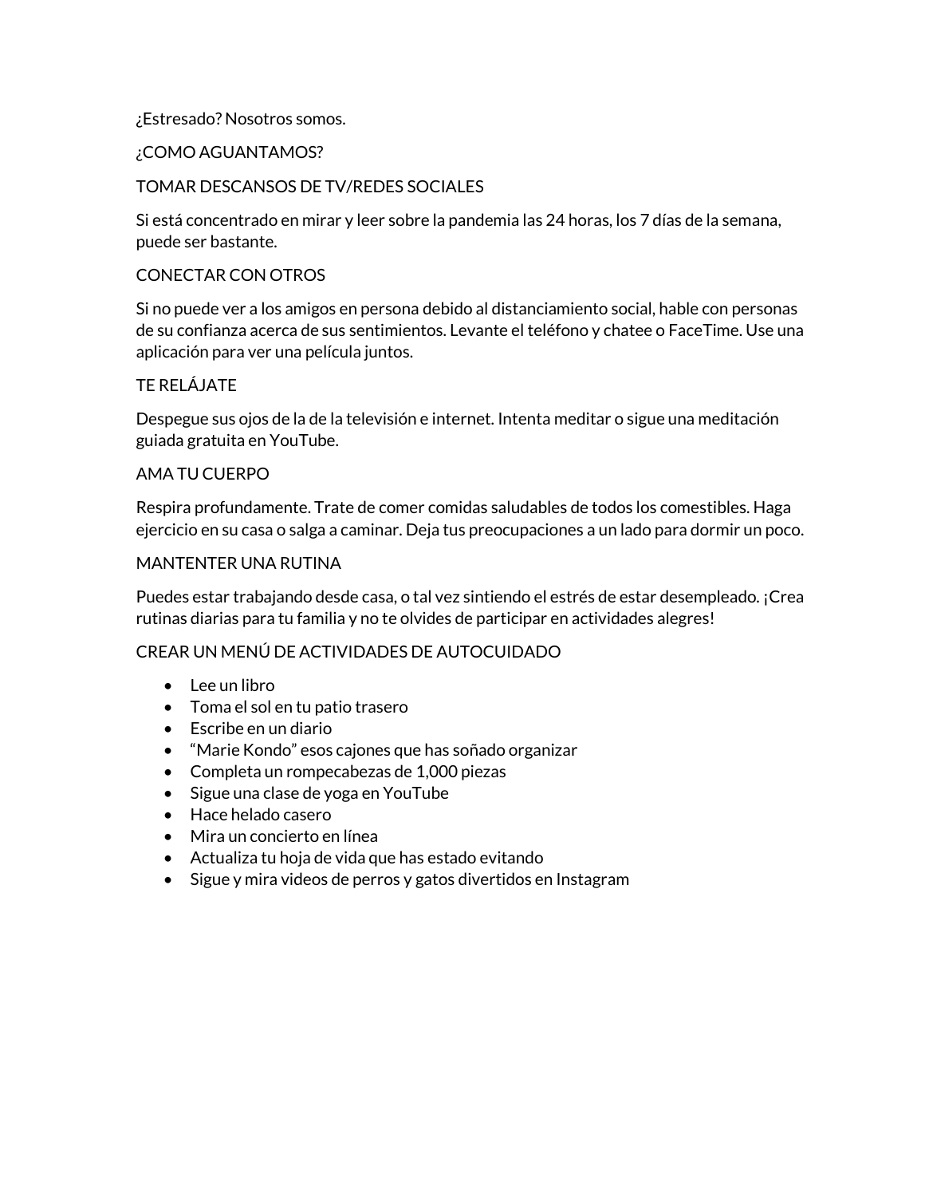¿Estresado? Nosotros somos.

## ¿COMO AGUANTAMOS?

### TOMAR DESCANSOS DE TV/REDES SOCIALES

Si está concentrado en mirar y leer sobre la pandemia las 24 horas, los 7 días de la semana, puede ser bastante.

### CONECTAR CON OTROS

Si no puede ver a los amigos en persona debido al distanciamiento social, hable con personas de su confianza acerca de sus sentimientos. Levante el teléfono y chatee o FaceTime. Use una aplicación para ver una película juntos.

### TE RELÁJATE

Despegue sus ojos de la de la televisión e internet. Intenta meditar o sigue una meditación guiada gratuita en YouTube.

### AMA TU CUERPO

Respira profundamente. Trate de comer comidas saludables de todos los comestibles. Haga ejercicio en su casa o salga a caminar. Deja tus preocupaciones a un lado para dormir un poco.

### MANTENTER UNA RUTINA

Puedes estar trabajando desde casa, o tal vez sintiendo el estrés de estar desempleado. ¡Crea rutinas diarias para tu familia y no te olvides de participar en actividades alegres!

### CREAR UN MENÚ DE ACTIVIDADES DE AUTOCUIDADO

- Lee un libro
- Toma el sol en tu patio trasero
- Escribe en un diario
- "Marie Kondo" esos cajones que has soñado organizar
- Completa un rompecabezas de 1,000 piezas
- Sigue una clase de yoga en YouTube
- Hace helado casero
- Mira un concierto en línea
- Actualiza tu hoja de vida que has estado evitando
- Sigue y mira videos de perros y gatos divertidos en Instagram